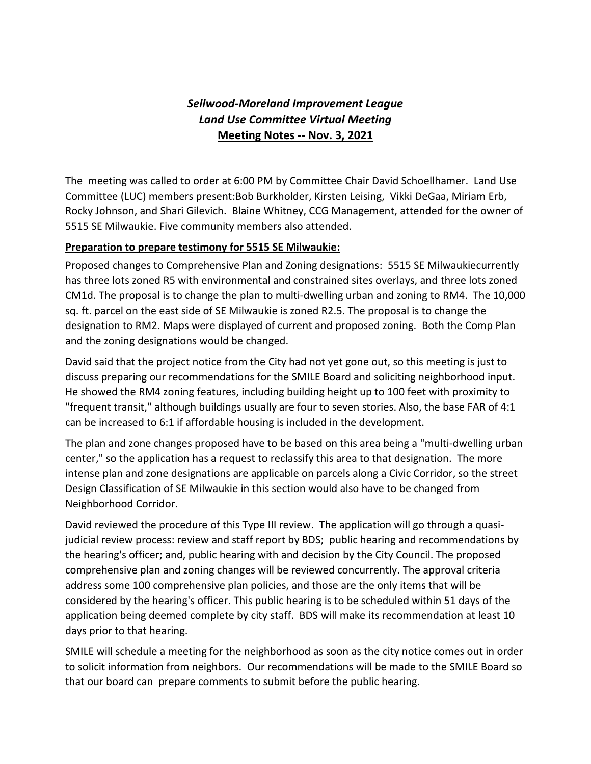# *Sellwood-Moreland Improvement League*
# *Land Use Committee Virtual Meeting*
## Meeting Notes -- Nov. 3, 2021

The meeting was called to order at 6:00 PM by Committee Chair David Schoellhamer. Land Use Committee (LUC) members present:Bob Burkholder, Kirsten Leising, Vikki DeGaa, Miriam Erb, Rocky Johnson, and Shari Gilevich. Blaine Whitney, CCG Management, attended for the owner of 5515 SE Milwaukie. Five community members also attended.

**Preparation to prepare testimony for 5515 SE Milwaukie:**

Proposed changes to Comprehensive Plan and Zoning designations: 5515 SE Milwaukiecurrently has three lots zoned R5 with environmental and constrained sites overlays, and three lots zoned CM1d. The proposal is to change the plan to multi-dwelling urban and zoning to RM4. The 10,000 sq. ft. parcel on the east side of SE Milwaukie is zoned R2.5. The proposal is to change the designation to RM2. Maps were displayed of current and proposed zoning. Both the Comp Plan and the zoning designations would be changed.

David said that the project notice from the City had not yet gone out, so this meeting is just to discuss preparing our recommendations for the SMILE Board and soliciting neighborhood input. He showed the RM4 zoning features, including building height up to 100 feet with proximity to "frequent transit," although buildings usually are four to seven stories. Also, the base FAR of 4:1 can be increased to 6:1 if affordable housing is included in the development.

The plan and zone changes proposed have to be based on this area being a "multi-dwelling urban center," so the application has a request to reclassify this area to that designation. The more intense plan and zone designations are applicable on parcels along a Civic Corridor, so the street Design Classification of SE Milwaukie in this section would also have to be changed from Neighborhood Corridor.

David reviewed the procedure of this Type III review. The application will go through a quasi-judicial review process: review and staff report by BDS; public hearing and recommendations by the hearing's officer; and, public hearing with and decision by the City Council. The proposed comprehensive plan and zoning changes will be reviewed concurrently. The approval criteria address some 100 comprehensive plan policies, and those are the only items that will be considered by the hearing's officer. This public hearing is to be scheduled within 51 days of the application being deemed complete by city staff. BDS will make its recommendation at least 10 days prior to that hearing.

SMILE will schedule a meeting for the neighborhood as soon as the city notice comes out in order to solicit information from neighbors. Our recommendations will be made to the SMILE Board so that our board can prepare comments to submit before the public hearing.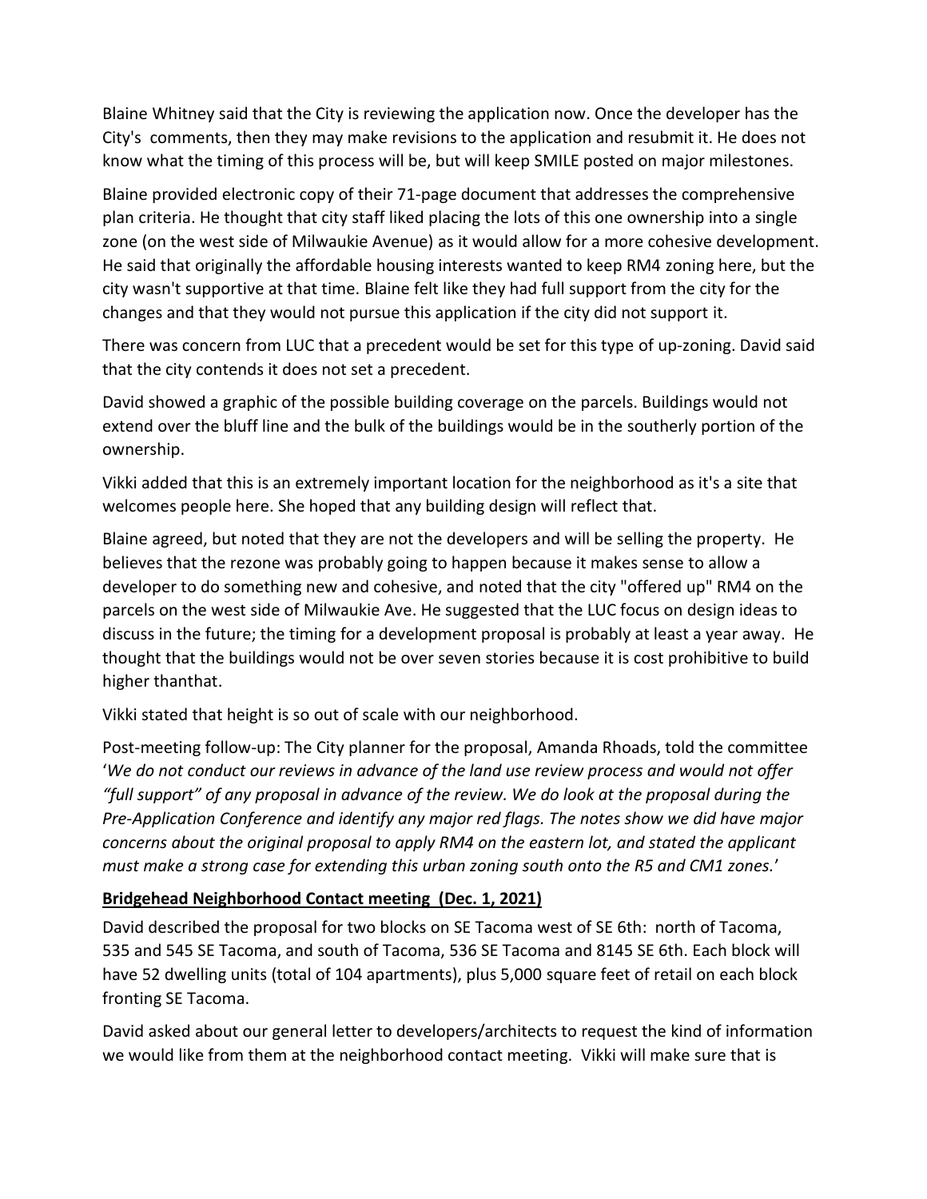Blaine Whitney said that the City is reviewing the application now. Once the developer has the City's comments, then they may make revisions to the application and resubmit it. He does not know what the timing of this process will be, but will keep SMILE posted on major milestones.

Blaine provided electronic copy of their 71-page document that addresses the comprehensive plan criteria. He thought that city staff liked placing the lots of this one ownership into a single zone (on the west side of Milwaukie Avenue) as it would allow for a more cohesive development. He said that originally the affordable housing interests wanted to keep RM4 zoning here, but the city wasn't supportive at that time. Blaine felt like they had full support from the city for the changes and that they would not pursue this application if the city did not support it.

There was concern from LUC that a precedent would be set for this type of up-zoning. David said that the city contends it does not set a precedent.

David showed a graphic of the possible building coverage on the parcels. Buildings would not extend over the bluff line and the bulk of the buildings would be in the southerly portion of the ownership.

Vikki added that this is an extremely important location for the neighborhood as it's a site that welcomes people here. She hoped that any building design will reflect that.

Blaine agreed, but noted that they are not the developers and will be selling the property. He believes that the rezone was probably going to happen because it makes sense to allow a developer to do something new and cohesive, and noted that the city "offered up" RM4 on the parcels on the west side of Milwaukie Ave. He suggested that the LUC focus on design ideas to discuss in the future; the timing for a development proposal is probably at least a year away. He thought that the buildings would not be over seven stories because it is cost prohibitive to build higher thanthat.

Vikki stated that height is so out of scale with our neighborhood.

Post-meeting follow-up: The City planner for the proposal, Amanda Rhoads, told the committee '*We do not conduct our reviews in advance of the land use review process and would not offer "full support" of any proposal in advance of the review. We do look at the proposal during the Pre-Application Conference and identify any major red flags. The notes show we did have major concerns about the original proposal to apply RM4 on the eastern lot, and stated the applicant must make a strong case for extending this urban zoning south onto the R5 and CM1 zones.*'

**Bridgehead Neighborhood Contact meeting (Dec. 1, 2021)**

David described the proposal for two blocks on SE Tacoma west of SE 6th: north of Tacoma, 535 and 545 SE Tacoma, and south of Tacoma, 536 SE Tacoma and 8145 SE 6th. Each block will have 52 dwelling units (total of 104 apartments), plus 5,000 square feet of retail on each block fronting SE Tacoma.

David asked about our general letter to developers/architects to request the kind of information we would like from them at the neighborhood contact meeting. Vikki will make sure that is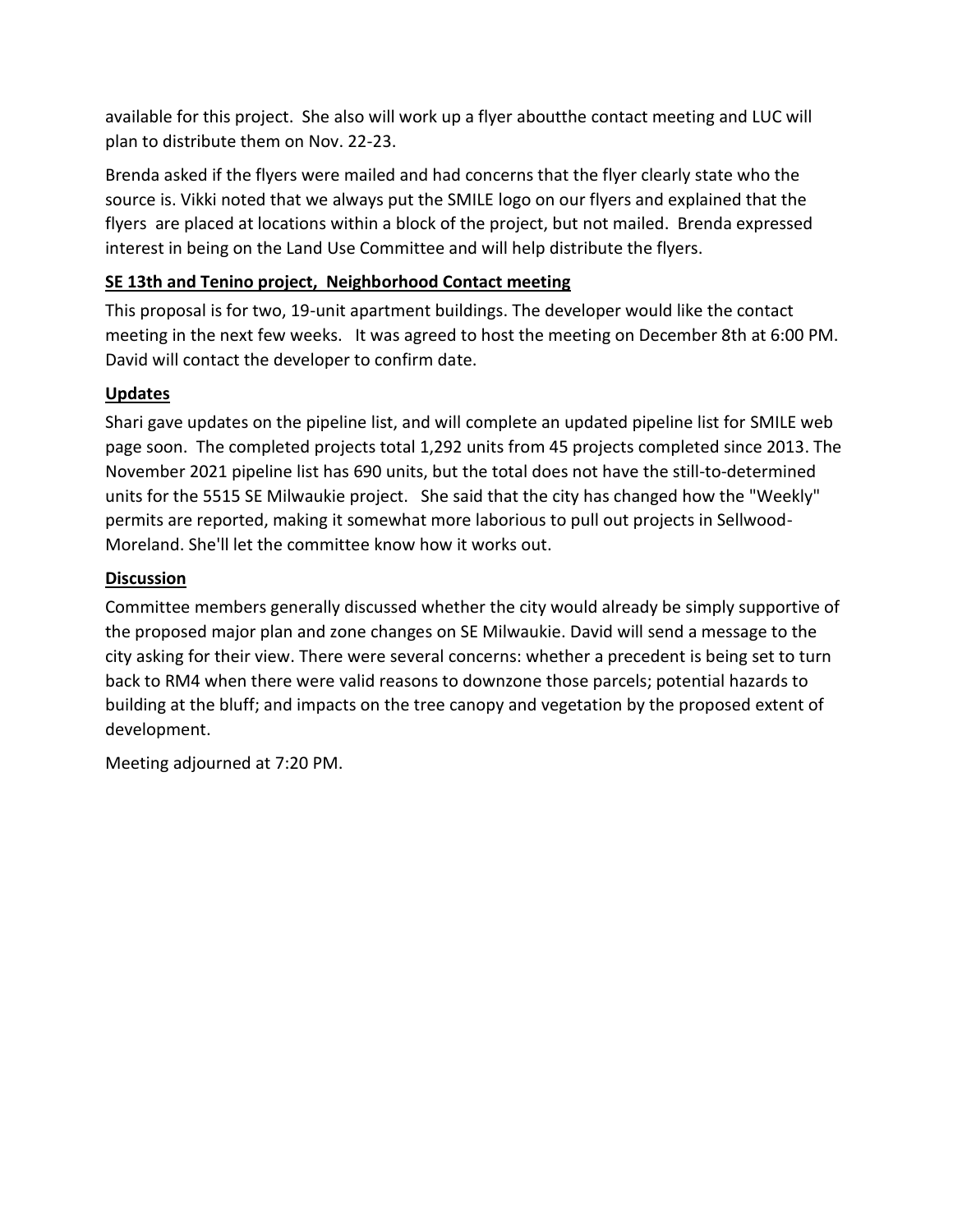available for this project. She also will work up a flyer aboutthe contact meeting and LUC will plan to distribute them on Nov. 22-23.

Brenda asked if the flyers were mailed and had concerns that the flyer clearly state who the source is. Vikki noted that we always put the SMILE logo on our flyers and explained that the flyers are placed at locations within a block of the project, but not mailed. Brenda expressed interest in being on the Land Use Committee and will help distribute the flyers.

**<u>SE 13th and Tenino project, Neighborhood Contact meeting</u>**

This proposal is for two, 19-unit apartment buildings. The developer would like the contact meeting in the next few weeks. It was agreed to host the meeting on December 8th at 6:00 PM. David will contact the developer to confirm date.

**<u>Updates</u>**

Shari gave updates on the pipeline list, and will complete an updated pipeline list for SMILE web page soon. The completed projects total 1,292 units from 45 projects completed since 2013. The November 2021 pipeline list has 690 units, but the total does not have the still-to-determined units for the 5515 SE Milwaukie project. She said that the city has changed how the "Weekly" permits are reported, making it somewhat more laborious to pull out projects in Sellwood-Moreland. She'll let the committee know how it works out.

**<u>Discussion</u>**

Committee members generally discussed whether the city would already be simply supportive of the proposed major plan and zone changes on SE Milwaukie. David will send a message to the city asking for their view. There were several concerns: whether a precedent is being set to turn back to RM4 when there were valid reasons to downzone those parcels; potential hazards to building at the bluff; and impacts on the tree canopy and vegetation by the proposed extent of development.

Meeting adjourned at 7:20 PM.